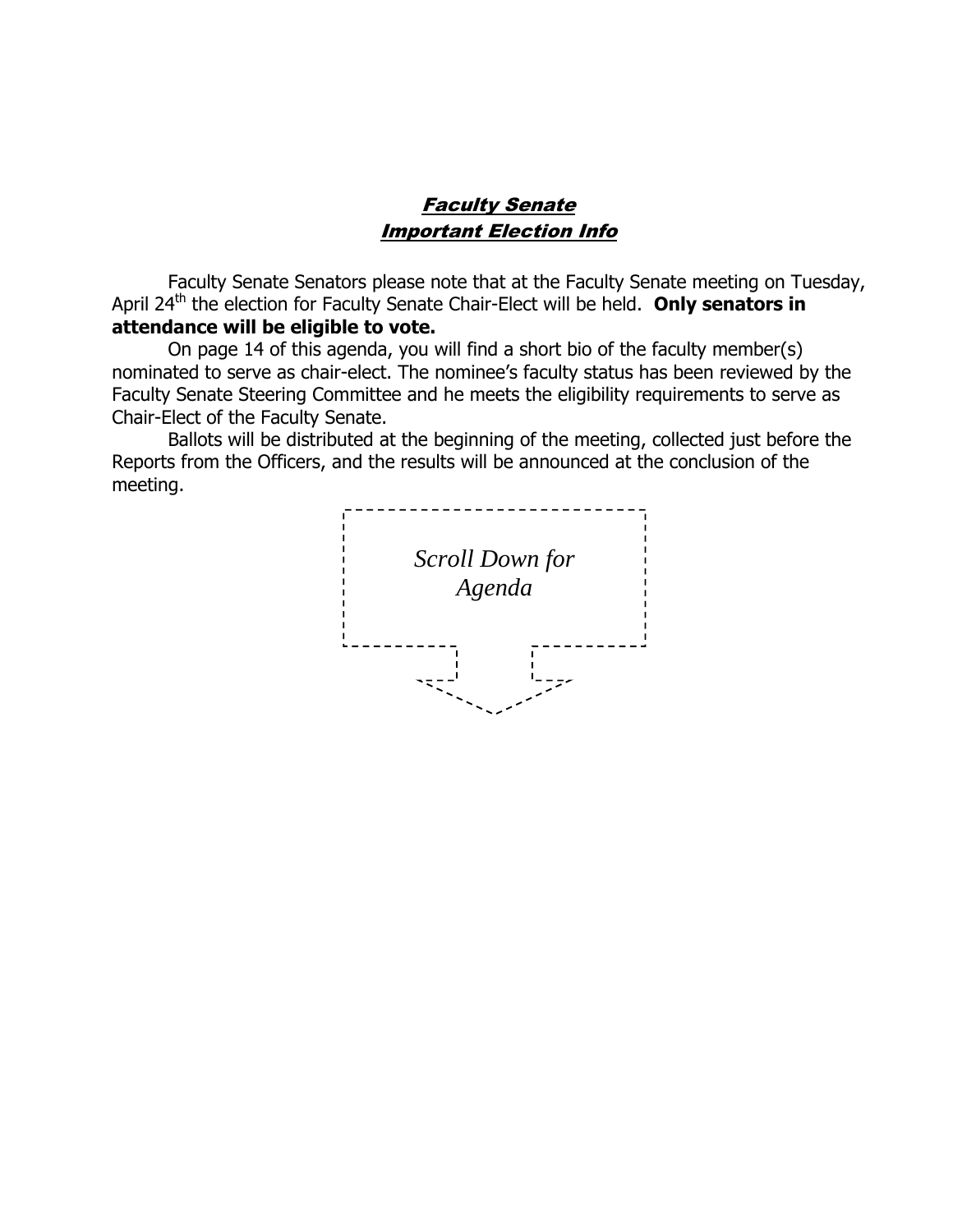# ***Faculty Senate***
## ***Important Election Info***

Faculty Senate Senators please note that at the Faculty Senate meeting on Tuesday, April 24th the election for Faculty Senate Chair-Elect will be held. **Only senators in attendance will be eligible to vote.**

On page 14 of this agenda, you will find a short bio of the faculty member(s) nominated to serve as chair-elect. The nominee's faculty status has been reviewed by the Faculty Senate Steering Committee and he meets the eligibility requirements to serve as Chair-Elect of the Faculty Senate.

Ballots will be distributed at the beginning of the meeting, collected just before the Reports from the Officers, and the results will be announced at the conclusion of the meeting.

*Scroll Down for Agenda*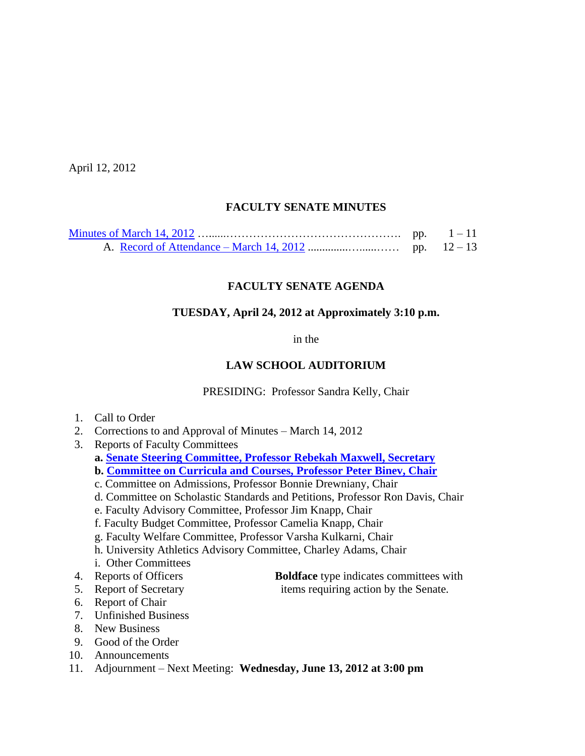April 12, 2012

## FACULTY SENATE MINUTES

| | | |
|---|---|---|
| Minutes of March 14, 2012 …......…………………………………… | pp. | 1 – 11 |
| A. Record of Attendance – March 14, 2012 ..............…......…… | pp. | 12 – 13 |

## FACULTY SENATE AGENDA

### TUESDAY, April 24, 2012 at Approximately 3:10 p.m.

in the

### LAW SCHOOL AUDITORIUM

PRESIDING: Professor Sandra Kelly, Chair

1. Call to Order
2. Corrections to and Approval of Minutes – March 14, 2012
3. Reports of Faculty Committees
   - **a. Senate Steering Committee, Professor Rebekah Maxwell, Secretary**
   - **b. Committee on Curricula and Courses, Professor Peter Binev, Chair**
   - c. Committee on Admissions, Professor Bonnie Drewniany, Chair
   - d. Committee on Scholastic Standards and Petitions, Professor Ron Davis, Chair
   - e. Faculty Advisory Committee, Professor Jim Knapp, Chair
   - f. Faculty Budget Committee, Professor Camelia Knapp, Chair
   - g. Faculty Welfare Committee, Professor Varsha Kulkarni, Chair
   - h. University Athletics Advisory Committee, Charley Adams, Chair
   - i. Other Committees
4. Reports of Officers
5. Report of Secretary
6. Report of Chair
7. Unfinished Business
8. New Business
9. Good of the Order
10. Announcements
11. Adjournment – Next Meeting: **Wednesday, June 13, 2012 at 3:00 pm**

**Boldface** type indicates committees with items requiring action by the Senate.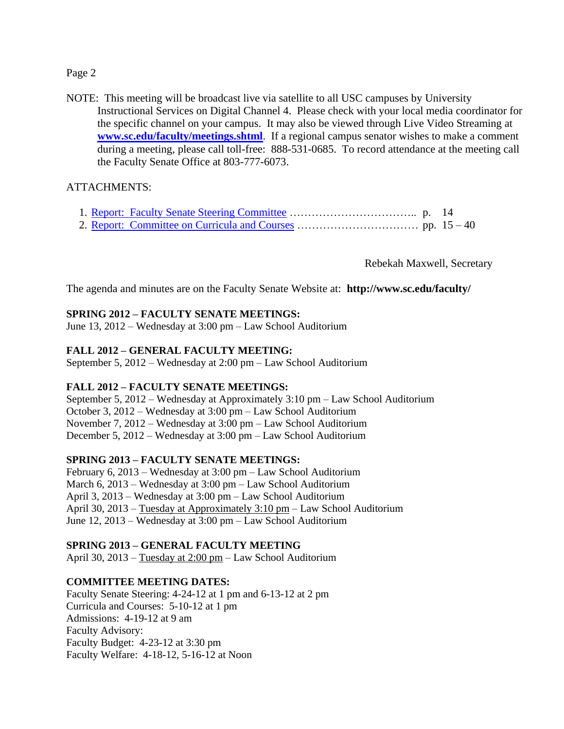NOTE: This meeting will be broadcast live via satellite to all USC campuses by University Instructional Services on Digital Channel 4. Please check with your local media coordinator for the specific channel on your campus. It may also be viewed through Live Video Streaming at **www.sc.edu/faculty/meetings.shtml**. If a regional campus senator wishes to make a comment during a meeting, please call toll-free: 888-531-0685. To record attendance at the meeting call the Faculty Senate Office at 803-777-6073.

ATTACHMENTS:

1. Report: Faculty Senate Steering Committee …………………………….. p. 14
2. Report: Committee on Curricula and Courses …………………………… pp. 15 – 40

Rebekah Maxwell, Secretary

The agenda and minutes are on the Faculty Senate Website at: **http://www.sc.edu/faculty/**

**SPRING 2012 – FACULTY SENATE MEETINGS:**
June 13, 2012 – Wednesday at 3:00 pm – Law School Auditorium

**FALL 2012 – GENERAL FACULTY MEETING:**
September 5, 2012 – Wednesday at 2:00 pm – Law School Auditorium

**FALL 2012 – FACULTY SENATE MEETINGS:**
September 5, 2012 – Wednesday at Approximately 3:10 pm – Law School Auditorium
October 3, 2012 – Wednesday at 3:00 pm – Law School Auditorium
November 7, 2012 – Wednesday at 3:00 pm – Law School Auditorium
December 5, 2012 – Wednesday at 3:00 pm – Law School Auditorium

**SPRING 2013 – FACULTY SENATE MEETINGS:**
February 6, 2013 – Wednesday at 3:00 pm – Law School Auditorium
March 6, 2013 – Wednesday at 3:00 pm – Law School Auditorium
April 3, 2013 – Wednesday at 3:00 pm – Law School Auditorium
April 30, 2013 – Tuesday at Approximately 3:10 pm – Law School Auditorium
June 12, 2013 – Wednesday at 3:00 pm – Law School Auditorium

**SPRING 2013 – GENERAL FACULTY MEETING**
April 30, 2013 – Tuesday at 2:00 pm – Law School Auditorium

**COMMITTEE MEETING DATES:**
Faculty Senate Steering: 4-24-12 at 1 pm and 6-13-12 at 2 pm
Curricula and Courses: 5-10-12 at 1 pm
Admissions: 4-19-12 at 9 am
Faculty Advisory:
Faculty Budget: 4-23-12 at 3:30 pm
Faculty Welfare: 4-18-12, 5-16-12 at Noon